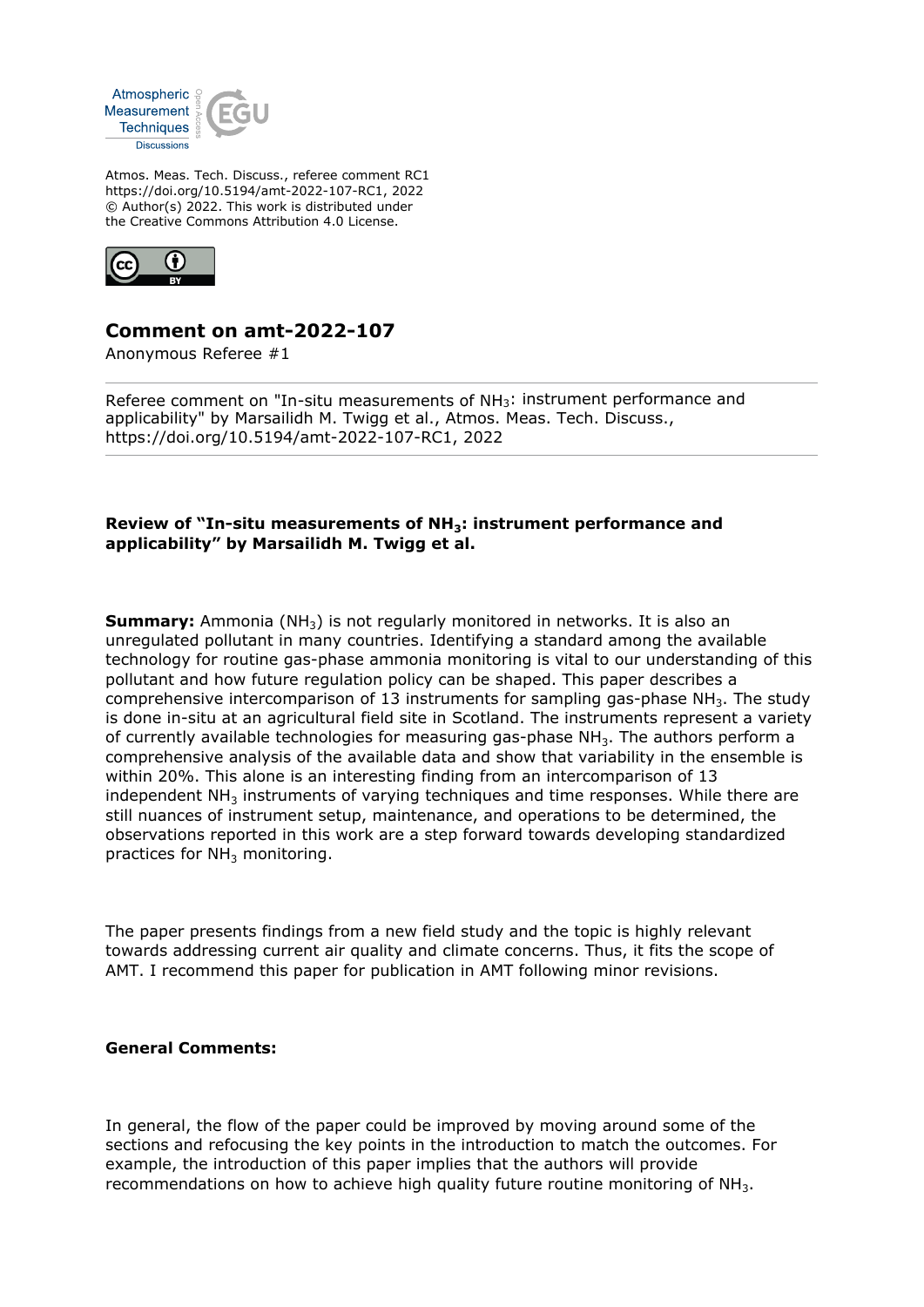Atmos. Meas. Tech. Discuss., referee comment RC1
https://doi.org/10.5194/amt-2022-107-RC1, 2022
© Author(s) 2022. This work is distributed under
the Creative Commons Attribution 4.0 License.

# Comment on amt-2022-107

Anonymous Referee #1

Referee comment on "In-situ measurements of $NH_3$: instrument performance and applicability" by Marsailidh M. Twigg et al., Atmos. Meas. Tech. Discuss., https://doi.org/10.5194/amt-2022-107-RC1, 2022

**Review of "In-situ measurements of $NH_3$: instrument performance and applicability" by Marsailidh M. Twigg et al.**

**Summary:** Ammonia ($NH_3$) is not regularly monitored in networks. It is also an unregulated pollutant in many countries. Identifying a standard among the available technology for routine gas-phase ammonia monitoring is vital to our understanding of this pollutant and how future regulation policy can be shaped. This paper describes a comprehensive intercomparison of 13 instruments for sampling gas-phase $NH_3$. The study is done in-situ at an agricultural field site in Scotland. The instruments represent a variety of currently available technologies for measuring gas-phase $NH_3$. The authors perform a comprehensive analysis of the available data and show that variability in the ensemble is within 20%. This alone is an interesting finding from an intercomparison of 13 independent $NH_3$ instruments of varying techniques and time responses. While there are still nuances of instrument setup, maintenance, and operations to be determined, the observations reported in this work are a step forward towards developing standardized practices for $NH_3$ monitoring.

The paper presents findings from a new field study and the topic is highly relevant towards addressing current air quality and climate concerns. Thus, it fits the scope of AMT. I recommend this paper for publication in AMT following minor revisions.

**General Comments:**

In general, the flow of the paper could be improved by moving around some of the sections and refocusing the key points in the introduction to match the outcomes. For example, the introduction of this paper implies that the authors will provide recommendations on how to achieve high quality future routine monitoring of $NH_3$.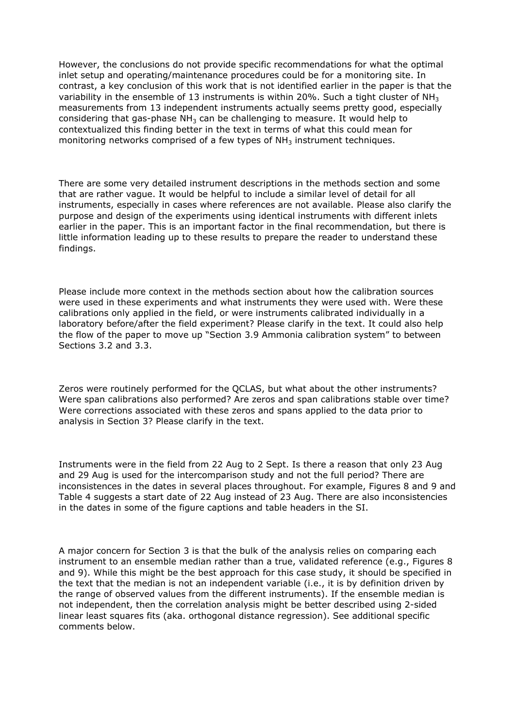However, the conclusions do not provide specific recommendations for what the optimal inlet setup and operating/maintenance procedures could be for a monitoring site. In contrast, a key conclusion of this work that is not identified earlier in the paper is that the variability in the ensemble of 13 instruments is within 20%. Such a tight cluster of $NH_3$ measurements from 13 independent instruments actually seems pretty good, especially considering that gas-phase $NH_3$ can be challenging to measure. It would help to contextualized this finding better in the text in terms of what this could mean for monitoring networks comprised of a few types of $NH_3$ instrument techniques.

There are some very detailed instrument descriptions in the methods section and some that are rather vague. It would be helpful to include a similar level of detail for all instruments, especially in cases where references are not available. Please also clarify the purpose and design of the experiments using identical instruments with different inlets earlier in the paper. This is an important factor in the final recommendation, but there is little information leading up to these results to prepare the reader to understand these findings.

Please include more context in the methods section about how the calibration sources were used in these experiments and what instruments they were used with. Were these calibrations only applied in the field, or were instruments calibrated individually in a laboratory before/after the field experiment? Please clarify in the text. It could also help the flow of the paper to move up "Section 3.9 Ammonia calibration system" to between Sections 3.2 and 3.3.

Zeros were routinely performed for the QCLAS, but what about the other instruments? Were span calibrations also performed? Are zeros and span calibrations stable over time? Were corrections associated with these zeros and spans applied to the data prior to analysis in Section 3? Please clarify in the text.

Instruments were in the field from 22 Aug to 2 Sept. Is there a reason that only 23 Aug and 29 Aug is used for the intercomparison study and not the full period? There are inconsistences in the dates in several places throughout. For example, Figures 8 and 9 and Table 4 suggests a start date of 22 Aug instead of 23 Aug. There are also inconsistencies in the dates in some of the figure captions and table headers in the SI.

A major concern for Section 3 is that the bulk of the analysis relies on comparing each instrument to an ensemble median rather than a true, validated reference (e.g., Figures 8 and 9). While this might be the best approach for this case study, it should be specified in the text that the median is not an independent variable (i.e., it is by definition driven by the range of observed values from the different instruments). If the ensemble median is not independent, then the correlation analysis might be better described using 2-sided linear least squares fits (aka. orthogonal distance regression). See additional specific comments below.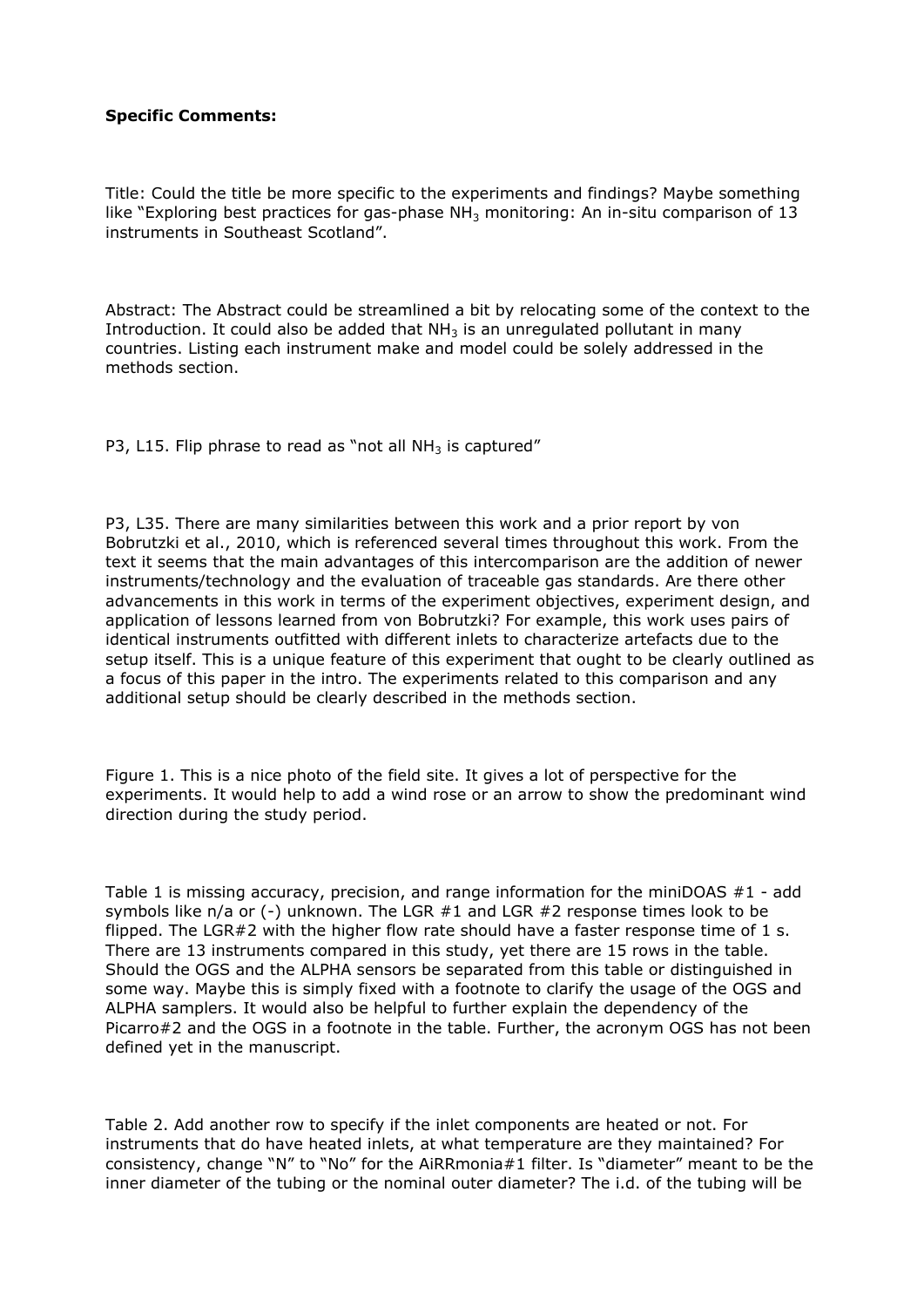**Specific Comments:**

Title: Could the title be more specific to the experiments and findings? Maybe something like "Exploring best practices for gas-phase $NH_3$ monitoring: An in-situ comparison of 13 instruments in Southeast Scotland".

Abstract: The Abstract could be streamlined a bit by relocating some of the context to the Introduction. It could also be added that $NH_3$ is an unregulated pollutant in many countries. Listing each instrument make and model could be solely addressed in the methods section.

P3, L15. Flip phrase to read as "not all $NH_3$ is captured"

P3, L35. There are many similarities between this work and a prior report by von Bobrutzki et al., 2010, which is referenced several times throughout this work. From the text it seems that the main advantages of this intercomparison are the addition of newer instruments/technology and the evaluation of traceable gas standards. Are there other advancements in this work in terms of the experiment objectives, experiment design, and application of lessons learned from von Bobrutzki? For example, this work uses pairs of identical instruments outfitted with different inlets to characterize artefacts due to the setup itself. This is a unique feature of this experiment that ought to be clearly outlined as a focus of this paper in the intro. The experiments related to this comparison and any additional setup should be clearly described in the methods section.

Figure 1. This is a nice photo of the field site. It gives a lot of perspective for the experiments. It would help to add a wind rose or an arrow to show the predominant wind direction during the study period.

Table 1 is missing accuracy, precision, and range information for the miniDOAS #1 - add symbols like n/a or (-) unknown. The LGR #1 and LGR #2 response times look to be flipped. The LGR#2 with the higher flow rate should have a faster response time of 1 s. There are 13 instruments compared in this study, yet there are 15 rows in the table. Should the OGS and the ALPHA sensors be separated from this table or distinguished in some way. Maybe this is simply fixed with a footnote to clarify the usage of the OGS and ALPHA samplers. It would also be helpful to further explain the dependency of the Picarro#2 and the OGS in a footnote in the table. Further, the acronym OGS has not been defined yet in the manuscript.

Table 2. Add another row to specify if the inlet components are heated or not. For instruments that do have heated inlets, at what temperature are they maintained? For consistency, change "N" to "No" for the AiRRmonia#1 filter. Is "diameter" meant to be the inner diameter of the tubing or the nominal outer diameter? The i.d. of the tubing will be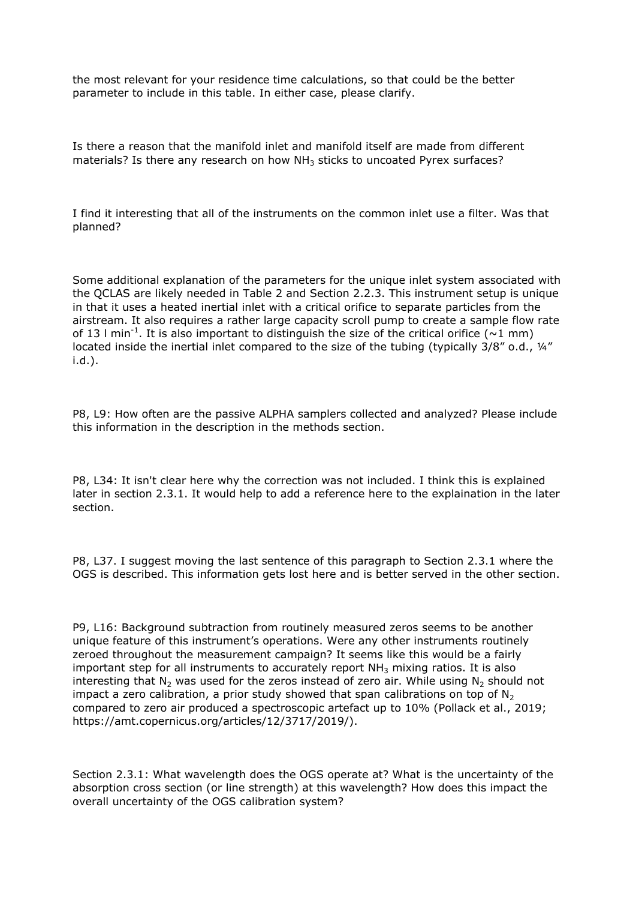the most relevant for your residence time calculations, so that could be the better parameter to include in this table. In either case, please clarify.

Is there a reason that the manifold inlet and manifold itself are made from different materials? Is there any research on how $NH_3$ sticks to uncoated Pyrex surfaces?

I find it interesting that all of the instruments on the common inlet use a filter. Was that planned?

Some additional explanation of the parameters for the unique inlet system associated with the QCLAS are likely needed in Table 2 and Section 2.2.3. This instrument setup is unique in that it uses a heated inertial inlet with a critical orifice to separate particles from the airstream. It also requires a rather large capacity scroll pump to create a sample flow rate of 13 l $min^{-1}$. It is also important to distinguish the size of the critical orifice (~1 mm) located inside the inertial inlet compared to the size of the tubing (typically 3/8" o.d., ¼" i.d.).

P8, L9: How often are the passive ALPHA samplers collected and analyzed? Please include this information in the description in the methods section.

P8, L34: It isn't clear here why the correction was not included. I think this is explained later in section 2.3.1. It would help to add a reference here to the explaination in the later section.

P8, L37. I suggest moving the last sentence of this paragraph to Section 2.3.1 where the OGS is described. This information gets lost here and is better served in the other section.

P9, L16: Background subtraction from routinely measured zeros seems to be another unique feature of this instrument's operations. Were any other instruments routinely zeroed throughout the measurement campaign? It seems like this would be a fairly important step for all instruments to accurately report $NH_3$ mixing ratios. It is also interesting that $N_2$ was used for the zeros instead of zero air. While using $N_2$ should not impact a zero calibration, a prior study showed that span calibrations on top of $N_2$ compared to zero air produced a spectroscopic artefact up to 10% (Pollack et al., 2019; https://amt.copernicus.org/articles/12/3717/2019/).

Section 2.3.1: What wavelength does the OGS operate at? What is the uncertainty of the absorption cross section (or line strength) at this wavelength? How does this impact the overall uncertainty of the OGS calibration system?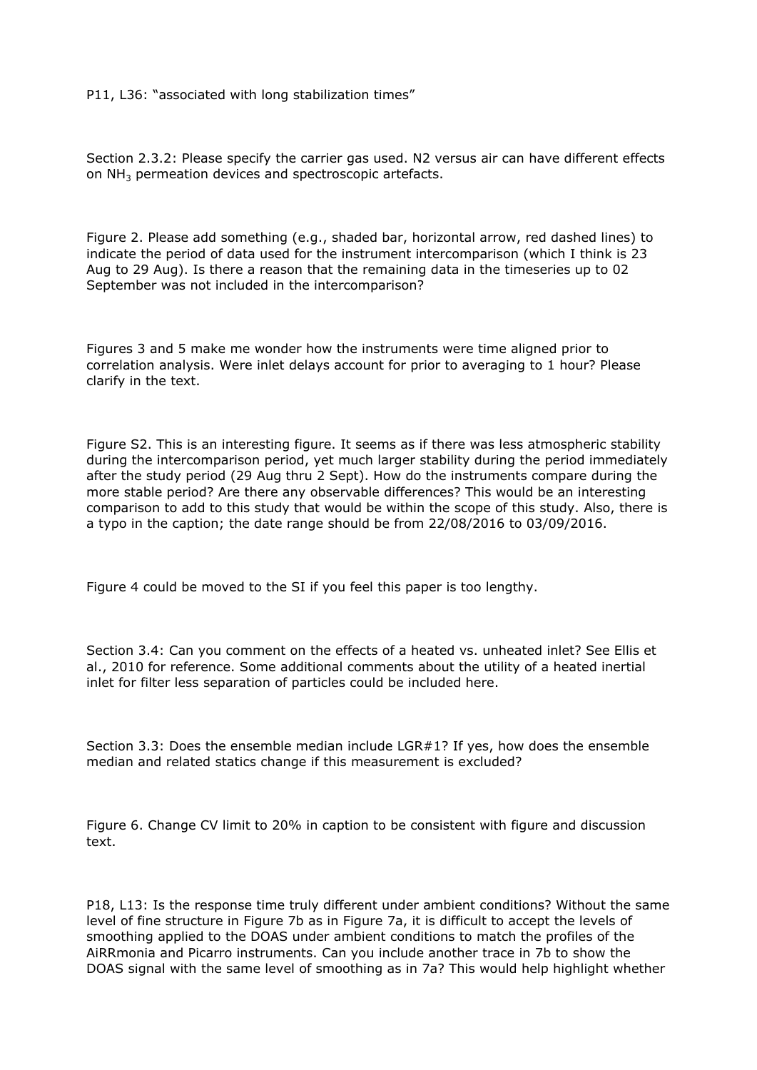P11, L36: “associated with long stabilization times”

Section 2.3.2: Please specify the carrier gas used. N2 versus air can have different effects on $NH_3$ permeation devices and spectroscopic artefacts.

Figure 2. Please add something (e.g., shaded bar, horizontal arrow, red dashed lines) to indicate the period of data used for the instrument intercomparison (which I think is 23 Aug to 29 Aug). Is there a reason that the remaining data in the timeseries up to 02 September was not included in the intercomparison?

Figures 3 and 5 make me wonder how the instruments were time aligned prior to correlation analysis. Were inlet delays account for prior to averaging to 1 hour? Please clarify in the text.

Figure S2. This is an interesting figure. It seems as if there was less atmospheric stability during the intercomparison period, yet much larger stability during the period immediately after the study period (29 Aug thru 2 Sept). How do the instruments compare during the more stable period? Are there any observable differences? This would be an interesting comparison to add to this study that would be within the scope of this study. Also, there is a typo in the caption; the date range should be from 22/08/2016 to 03/09/2016.

Figure 4 could be moved to the SI if you feel this paper is too lengthy.

Section 3.4: Can you comment on the effects of a heated vs. unheated inlet? See Ellis et al., 2010 for reference. Some additional comments about the utility of a heated inertial inlet for filter less separation of particles could be included here.

Section 3.3: Does the ensemble median include LGR#1? If yes, how does the ensemble median and related statics change if this measurement is excluded?

Figure 6. Change CV limit to 20% in caption to be consistent with figure and discussion text.

P18, L13: Is the response time truly different under ambient conditions? Without the same level of fine structure in Figure 7b as in Figure 7a, it is difficult to accept the levels of smoothing applied to the DOAS under ambient conditions to match the profiles of the AiRRmonia and Picarro instruments. Can you include another trace in 7b to show the DOAS signal with the same level of smoothing as in 7a? This would help highlight whether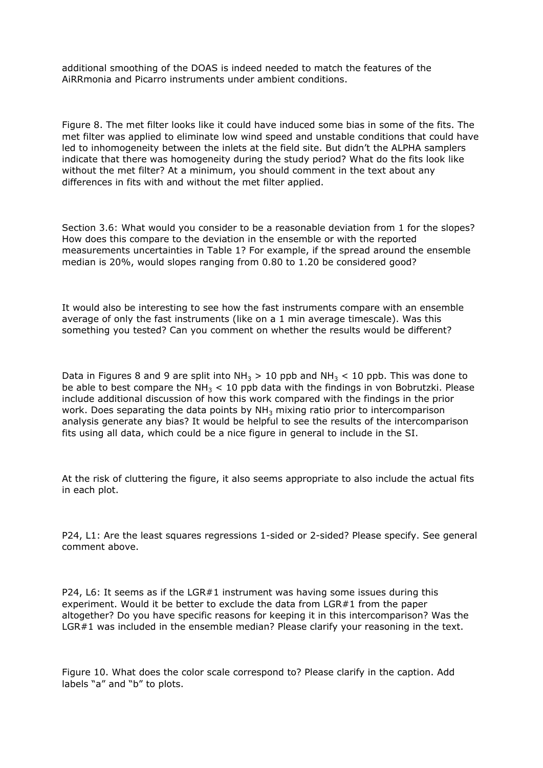additional smoothing of the DOAS is indeed needed to match the features of the AiRRmonia and Picarro instruments under ambient conditions.

Figure 8. The met filter looks like it could have induced some bias in some of the fits. The met filter was applied to eliminate low wind speed and unstable conditions that could have led to inhomogeneity between the inlets at the field site. But didn't the ALPHA samplers indicate that there was homogeneity during the study period? What do the fits look like without the met filter? At a minimum, you should comment in the text about any differences in fits with and without the met filter applied.

Section 3.6: What would you consider to be a reasonable deviation from 1 for the slopes? How does this compare to the deviation in the ensemble or with the reported measurements uncertainties in Table 1? For example, if the spread around the ensemble median is 20%, would slopes ranging from 0.80 to 1.20 be considered good?

It would also be interesting to see how the fast instruments compare with an ensemble average of only the fast instruments (like on a 1 min average timescale). Was this something you tested? Can you comment on whether the results would be different?

Data in Figures 8 and 9 are split into $NH_3$ > 10 ppb and $NH_3$ < 10 ppb. This was done to be able to best compare the $NH_3$ < 10 ppb data with the findings in von Bobrutzki. Please include additional discussion of how this work compared with the findings in the prior work. Does separating the data points by $NH_3$ mixing ratio prior to intercomparison analysis generate any bias? It would be helpful to see the results of the intercomparison fits using all data, which could be a nice figure in general to include in the SI.

At the risk of cluttering the figure, it also seems appropriate to also include the actual fits in each plot.

P24, L1: Are the least squares regressions 1-sided or 2-sided? Please specify. See general comment above.

P24, L6: It seems as if the LGR#1 instrument was having some issues during this experiment. Would it be better to exclude the data from LGR#1 from the paper altogether? Do you have specific reasons for keeping it in this intercomparison? Was the LGR#1 was included in the ensemble median? Please clarify your reasoning in the text.

Figure 10. What does the color scale correspond to? Please clarify in the caption. Add labels "a" and "b" to plots.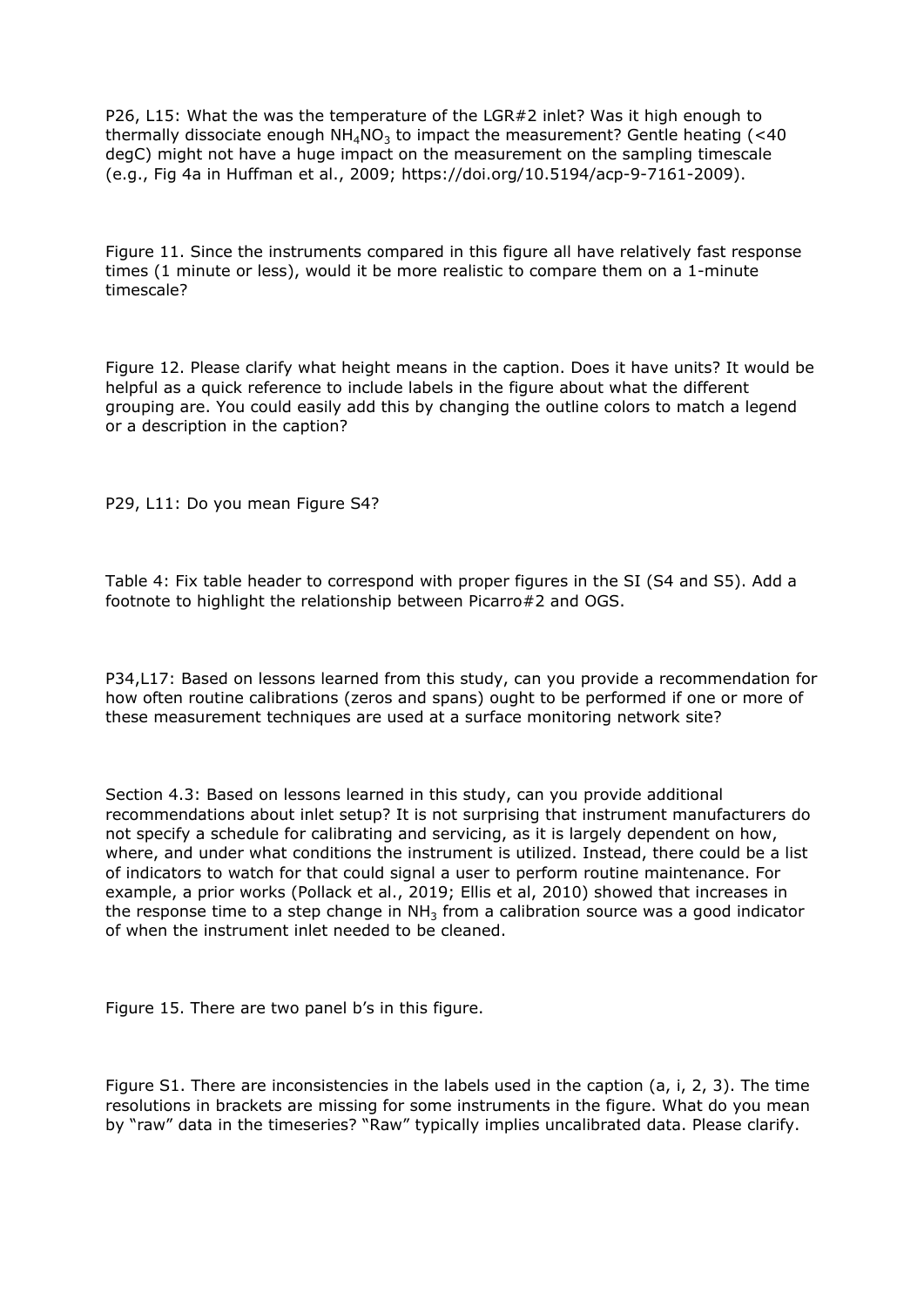P26, L15: What the was the temperature of the LGR#2 inlet? Was it high enough to thermally dissociate enough $NH_4NO_3$ to impact the measurement? Gentle heating (<40 degC) might not have a huge impact on the measurement on the sampling timescale (e.g., Fig 4a in Huffman et al., 2009; https://doi.org/10.5194/acp-9-7161-2009).

Figure 11. Since the instruments compared in this figure all have relatively fast response times (1 minute or less), would it be more realistic to compare them on a 1-minute timescale?

Figure 12. Please clarify what height means in the caption. Does it have units? It would be helpful as a quick reference to include labels in the figure about what the different grouping are. You could easily add this by changing the outline colors to match a legend or a description in the caption?

P29, L11: Do you mean Figure S4?

Table 4: Fix table header to correspond with proper figures in the SI (S4 and S5). Add a footnote to highlight the relationship between Picarro#2 and OGS.

P34,L17: Based on lessons learned from this study, can you provide a recommendation for how often routine calibrations (zeros and spans) ought to be performed if one or more of these measurement techniques are used at a surface monitoring network site?

Section 4.3: Based on lessons learned in this study, can you provide additional recommendations about inlet setup? It is not surprising that instrument manufacturers do not specify a schedule for calibrating and servicing, as it is largely dependent on how, where, and under what conditions the instrument is utilized. Instead, there could be a list of indicators to watch for that could signal a user to perform routine maintenance. For example, a prior works (Pollack et al., 2019; Ellis et al, 2010) showed that increases in the response time to a step change in $NH_3$ from a calibration source was a good indicator of when the instrument inlet needed to be cleaned.

Figure 15. There are two panel b's in this figure.

Figure S1. There are inconsistencies in the labels used in the caption (a, i, 2, 3). The time resolutions in brackets are missing for some instruments in the figure. What do you mean by "raw" data in the timeseries? "Raw" typically implies uncalibrated data. Please clarify.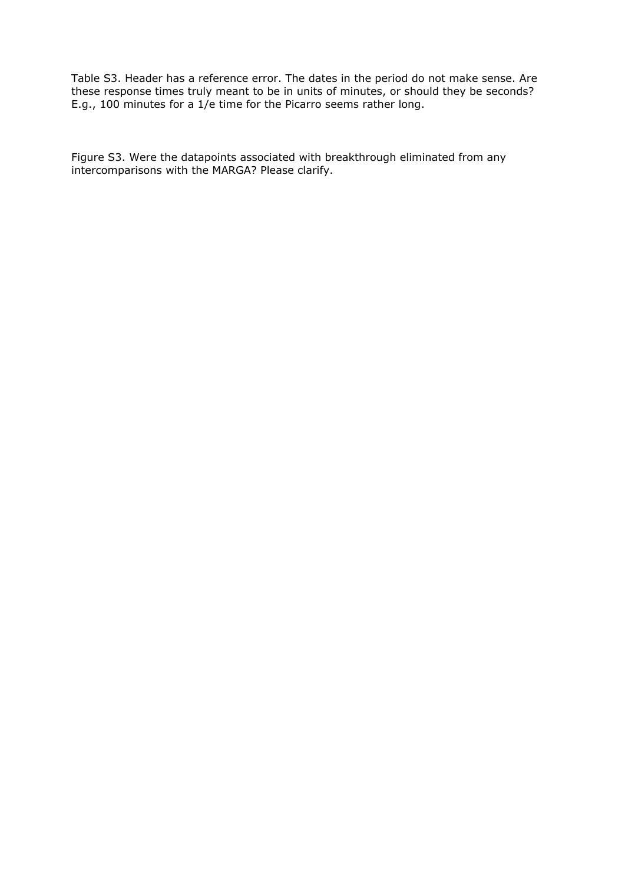Table S3. Header has a reference error. The dates in the period do not make sense. Are these response times truly meant to be in units of minutes, or should they be seconds? E.g., 100 minutes for a 1/e time for the Picarro seems rather long.

Figure S3. Were the datapoints associated with breakthrough eliminated from any intercomparisons with the MARGA? Please clarify.